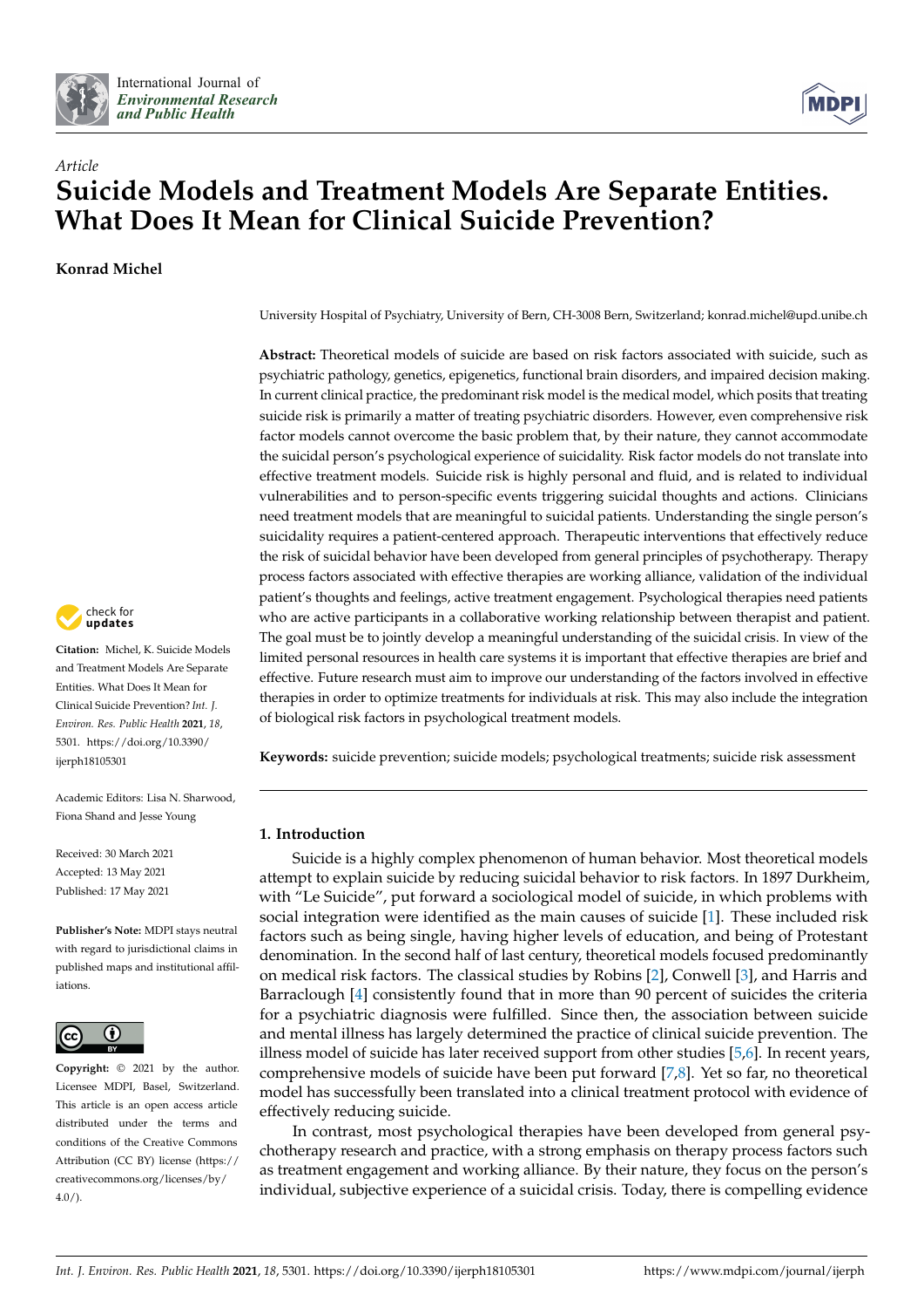*Article*

# Suicide Models and Treatment Models Are Separate Entities. What Does It Mean for Clinical Suicide Prevention?

**Konrad Michel**

University Hospital of Psychiatry, University of Bern, CH-3008 Bern, Switzerland; konrad.michel@upd.unibe.ch

**Abstract:** Theoretical models of suicide are based on risk factors associated with suicide, such as psychiatric pathology, genetics, epigenetics, functional brain disorders, and impaired decision making. In current clinical practice, the predominant risk model is the medical model, which posits that treating suicide risk is primarily a matter of treating psychiatric disorders. However, even comprehensive risk factor models cannot overcome the basic problem that, by their nature, they cannot accommodate the suicidal person's psychological experience of suicidality. Risk factor models do not translate into effective treatment models. Suicide risk is highly personal and fluid, and is related to individual vulnerabilities and to person-specific events triggering suicidal thoughts and actions. Clinicians need treatment models that are meaningful to suicidal patients. Understanding the single person's suicidality requires a patient-centered approach. Therapeutic interventions that effectively reduce the risk of suicidal behavior have been developed from general principles of psychotherapy. Therapy process factors associated with effective therapies are working alliance, validation of the individual patient's thoughts and feelings, active treatment engagement. Psychological therapies need patients who are active participants in a collaborative working relationship between therapist and patient. The goal must be to jointly develop a meaningful understanding of the suicidal crisis. In view of the limited personal resources in health care systems it is important that effective therapies are brief and effective. Future research must aim to improve our understanding of the factors involved in effective therapies in order to optimize treatments for individuals at risk. This may also include the integration of biological risk factors in psychological treatment models.

**Keywords:** suicide prevention; suicide models; psychological treatments; suicide risk assessment

**Citation:** Michel, K. Suicide Models and Treatment Models Are Separate Entities. What Does It Mean for Clinical Suicide Prevention? *Int. J. Environ. Res. Public Health* **2021**, *18*, 5301. https://doi.org/10.3390/ijerph18105301

Academic Editors: Lisa N. Sharwood, Fiona Shand and Jesse Young

Received: 30 March 2021
Accepted: 13 May 2021
Published: 17 May 2021

**Publisher's Note:** MDPI stays neutral with regard to jurisdictional claims in published maps and institutional affiliations.

**Copyright:** © 2021 by the author. Licensee MDPI, Basel, Switzerland. This article is an open access article distributed under the terms and conditions of the Creative Commons Attribution (CC BY) license (https://creativecommons.org/licenses/by/4.0/).

## 1. Introduction

Suicide is a highly complex phenomenon of human behavior. Most theoretical models attempt to explain suicide by reducing suicidal behavior to risk factors. In 1897 Durkheim, with "Le Suicide", put forward a sociological model of suicide, in which problems with social integration were identified as the main causes of suicide [1]. These included risk factors such as being single, having higher levels of education, and being of Protestant denomination. In the second half of last century, theoretical models focused predominantly on medical risk factors. The classical studies by Robins [2], Conwell [3], and Harris and Barraclough [4] consistently found that in more than 90 percent of suicides the criteria for a psychiatric diagnosis were fulfilled. Since then, the association between suicide and mental illness has largely determined the practice of clinical suicide prevention. The illness model of suicide has later received support from other studies [5,6]. In recent years, comprehensive models of suicide have been put forward [7,8]. Yet so far, no theoretical model has successfully been translated into a clinical treatment protocol with evidence of effectively reducing suicide.

In contrast, most psychological therapies have been developed from general psychotherapy research and practice, with a strong emphasis on therapy process factors such as treatment engagement and working alliance. By their nature, they focus on the person's individual, subjective experience of a suicidal crisis. Today, there is compelling evidence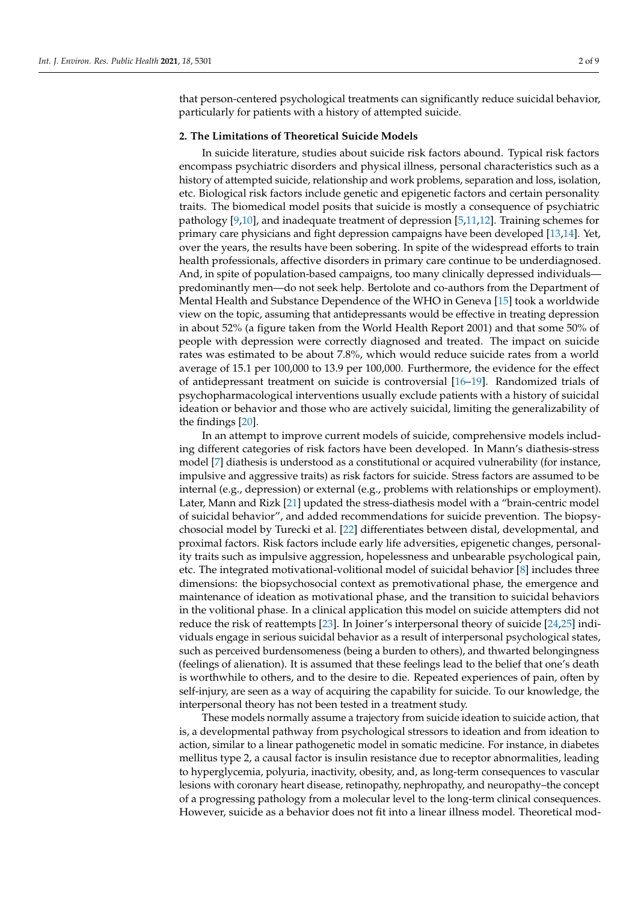that person-centered psychological treatments can significantly reduce suicidal behavior, particularly for patients with a history of attempted suicide.

## 2. The Limitations of Theoretical Suicide Models

In suicide literature, studies about suicide risk factors abound. Typical risk factors encompass psychiatric disorders and physical illness, personal characteristics such as a history of attempted suicide, relationship and work problems, separation and loss, isolation, etc. Biological risk factors include genetic and epigenetic factors and certain personality traits. The biomedical model posits that suicide is mostly a consequence of psychiatric pathology [9,10], and inadequate treatment of depression [5,11,12]. Training schemes for primary care physicians and fight depression campaigns have been developed [13,14]. Yet, over the years, the results have been sobering. In spite of the widespread efforts to train health professionals, affective disorders in primary care continue to be underdiagnosed. And, in spite of population-based campaigns, too many clinically depressed individuals—predominantly men—do not seek help. Bertolote and co-authors from the Department of Mental Health and Substance Dependence of the WHO in Geneva [15] took a worldwide view on the topic, assuming that antidepressants would be effective in treating depression in about 52% (a figure taken from the World Health Report 2001) and that some 50% of people with depression were correctly diagnosed and treated. The impact on suicide rates was estimated to be about 7.8%, which would reduce suicide rates from a world average of 15.1 per 100,000 to 13.9 per 100,000. Furthermore, the evidence for the effect of antidepressant treatment on suicide is controversial [16–19]. Randomized trials of psychopharmacological interventions usually exclude patients with a history of suicidal ideation or behavior and those who are actively suicidal, limiting the generalizability of the findings [20].

In an attempt to improve current models of suicide, comprehensive models including different categories of risk factors have been developed. In Mann's diathesis-stress model [7] diathesis is understood as a constitutional or acquired vulnerability (for instance, impulsive and aggressive traits) as risk factors for suicide. Stress factors are assumed to be internal (e.g., depression) or external (e.g., problems with relationships or employment). Later, Mann and Rizk [21] updated the stress-diathesis model with a "brain-centric model of suicidal behavior", and added recommendations for suicide prevention. The biopsychosocial model by Turecki et al. [22] differentiates between distal, developmental, and proximal factors. Risk factors include early life adversities, epigenetic changes, personality traits such as impulsive aggression, hopelessness and unbearable psychological pain, etc. The integrated motivational-volitional model of suicidal behavior [8] includes three dimensions: the biopsychosocial context as premotivational phase, the emergence and maintenance of ideation as motivational phase, and the transition to suicidal behaviors in the volitional phase. In a clinical application this model on suicide attempters did not reduce the risk of reattempts [23]. In Joiner's interpersonal theory of suicide [24,25] individuals engage in serious suicidal behavior as a result of interpersonal psychological states, such as perceived burdensomeness (being a burden to others), and thwarted belongingness (feelings of alienation). It is assumed that these feelings lead to the belief that one's death is worthwhile to others, and to the desire to die. Repeated experiences of pain, often by self-injury, are seen as a way of acquiring the capability for suicide. To our knowledge, the interpersonal theory has not been tested in a treatment study.

These models normally assume a trajectory from suicide ideation to suicide action, that is, a developmental pathway from psychological stressors to ideation and from ideation to action, similar to a linear pathogenetic model in somatic medicine. For instance, in diabetes mellitus type 2, a causal factor is insulin resistance due to receptor abnormalities, leading to hyperglycemia, polyuria, inactivity, obesity, and, as long-term consequences to vascular lesions with coronary heart disease, retinopathy, nephropathy, and neuropathy–the concept of a progressing pathology from a molecular level to the long-term clinical consequences. However, suicide as a behavior does not fit into a linear illness model. Theoretical mod-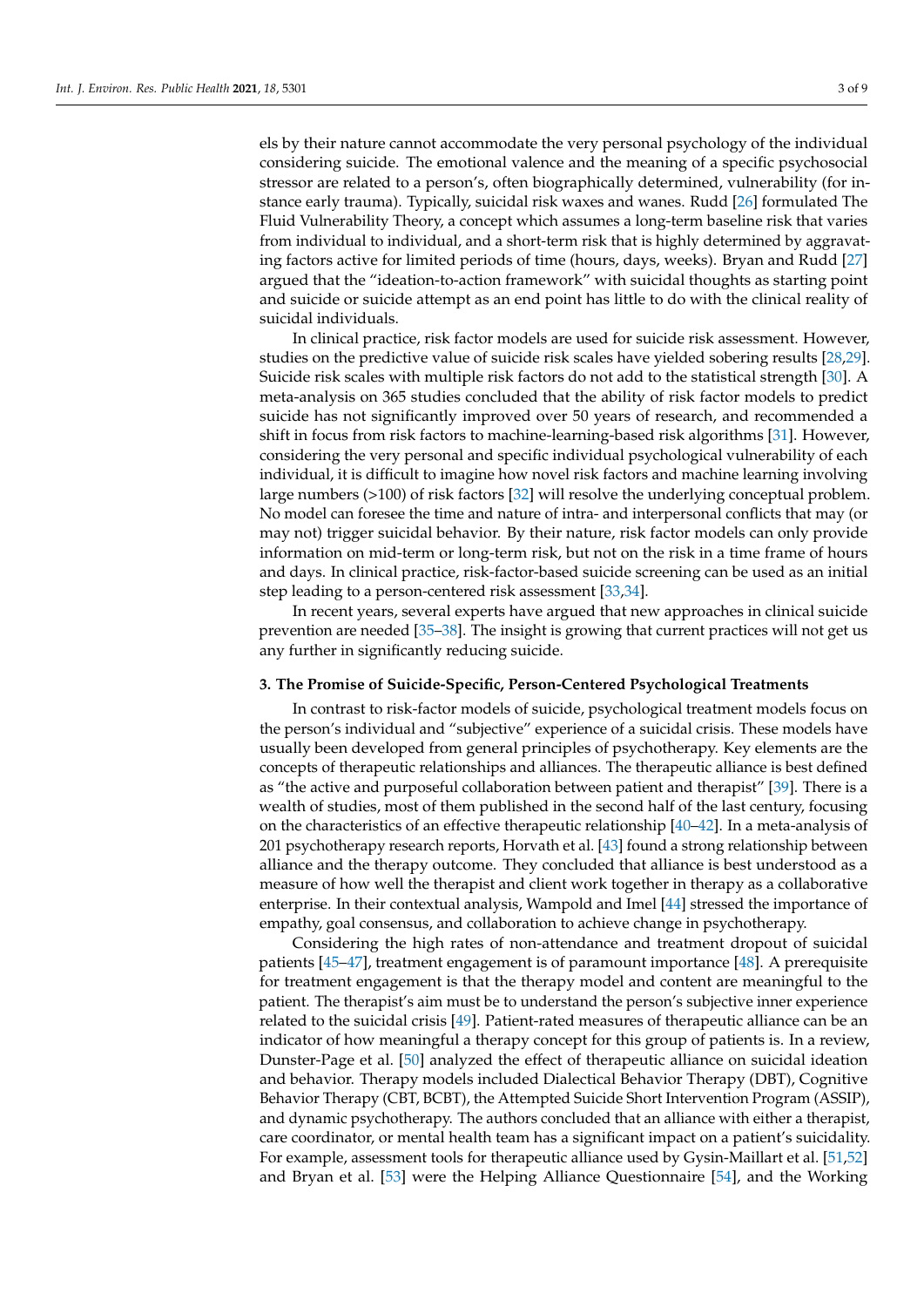els by their nature cannot accommodate the very personal psychology of the individual considering suicide. The emotional valence and the meaning of a specific psychosocial stressor are related to a person's, often biographically determined, vulnerability (for instance early trauma). Typically, suicidal risk waxes and wanes. Rudd [26] formulated The Fluid Vulnerability Theory, a concept which assumes a long-term baseline risk that varies from individual to individual, and a short-term risk that is highly determined by aggravating factors active for limited periods of time (hours, days, weeks). Bryan and Rudd [27] argued that the "ideation-to-action framework" with suicidal thoughts as starting point and suicide or suicide attempt as an end point has little to do with the clinical reality of suicidal individuals.

In clinical practice, risk factor models are used for suicide risk assessment. However, studies on the predictive value of suicide risk scales have yielded sobering results [28,29]. Suicide risk scales with multiple risk factors do not add to the statistical strength [30]. A meta-analysis on 365 studies concluded that the ability of risk factor models to predict suicide has not significantly improved over 50 years of research, and recommended a shift in focus from risk factors to machine-learning-based risk algorithms [31]. However, considering the very personal and specific individual psychological vulnerability of each individual, it is difficult to imagine how novel risk factors and machine learning involving large numbers (>100) of risk factors [32] will resolve the underlying conceptual problem. No model can foresee the time and nature of intra- and interpersonal conflicts that may (or may not) trigger suicidal behavior. By their nature, risk factor models can only provide information on mid-term or long-term risk, but not on the risk in a time frame of hours and days. In clinical practice, risk-factor-based suicide screening can be used as an initial step leading to a person-centered risk assessment [33,34].

In recent years, several experts have argued that new approaches in clinical suicide prevention are needed [35–38]. The insight is growing that current practices will not get us any further in significantly reducing suicide.

## 3. The Promise of Suicide-Specific, Person-Centered Psychological Treatments

In contrast to risk-factor models of suicide, psychological treatment models focus on the person's individual and "subjective" experience of a suicidal crisis. These models have usually been developed from general principles of psychotherapy. Key elements are the concepts of therapeutic relationships and alliances. The therapeutic alliance is best defined as "the active and purposeful collaboration between patient and therapist" [39]. There is a wealth of studies, most of them published in the second half of the last century, focusing on the characteristics of an effective therapeutic relationship [40–42]. In a meta-analysis of 201 psychotherapy research reports, Horvath et al. [43] found a strong relationship between alliance and the therapy outcome. They concluded that alliance is best understood as a measure of how well the therapist and client work together in therapy as a collaborative enterprise. In their contextual analysis, Wampold and Imel [44] stressed the importance of empathy, goal consensus, and collaboration to achieve change in psychotherapy.

Considering the high rates of non-attendance and treatment dropout of suicidal patients [45–47], treatment engagement is of paramount importance [48]. A prerequisite for treatment engagement is that the therapy model and content are meaningful to the patient. The therapist's aim must be to understand the person's subjective inner experience related to the suicidal crisis [49]. Patient-rated measures of therapeutic alliance can be an indicator of how meaningful a therapy concept for this group of patients is. In a review, Dunster-Page et al. [50] analyzed the effect of therapeutic alliance on suicidal ideation and behavior. Therapy models included Dialectical Behavior Therapy (DBT), Cognitive Behavior Therapy (CBT, BCBT), the Attempted Suicide Short Intervention Program (ASSIP), and dynamic psychotherapy. The authors concluded that an alliance with either a therapist, care coordinator, or mental health team has a significant impact on a patient's suicidality. For example, assessment tools for therapeutic alliance used by Gysin-Maillart et al. [51,52] and Bryan et al. [53] were the Helping Alliance Questionnaire [54], and the Working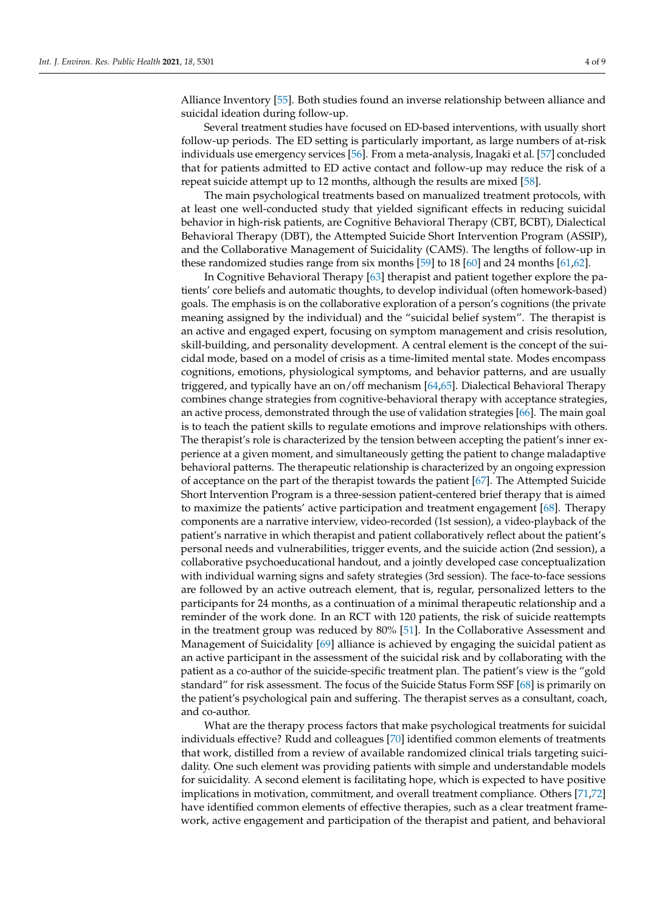Alliance Inventory [55]. Both studies found an inverse relationship between alliance and suicidal ideation during follow-up.

Several treatment studies have focused on ED-based interventions, with usually short follow-up periods. The ED setting is particularly important, as large numbers of at-risk individuals use emergency services [56]. From a meta-analysis, Inagaki et al. [57] concluded that for patients admitted to ED active contact and follow-up may reduce the risk of a repeat suicide attempt up to 12 months, although the results are mixed [58].

The main psychological treatments based on manualized treatment protocols, with at least one well-conducted study that yielded significant effects in reducing suicidal behavior in high-risk patients, are Cognitive Behavioral Therapy (CBT, BCBT), Dialectical Behavioral Therapy (DBT), the Attempted Suicide Short Intervention Program (ASSIP), and the Collaborative Management of Suicidality (CAMS). The lengths of follow-up in these randomized studies range from six months [59] to 18 [60] and 24 months [61,62].

In Cognitive Behavioral Therapy [63] therapist and patient together explore the patients' core beliefs and automatic thoughts, to develop individual (often homework-based) goals. The emphasis is on the collaborative exploration of a person's cognitions (the private meaning assigned by the individual) and the "suicidal belief system". The therapist is an active and engaged expert, focusing on symptom management and crisis resolution, skill-building, and personality development. A central element is the concept of the suicidal mode, based on a model of crisis as a time-limited mental state. Modes encompass cognitions, emotions, physiological symptoms, and behavior patterns, and are usually triggered, and typically have an on/off mechanism [64,65]. Dialectical Behavioral Therapy combines change strategies from cognitive-behavioral therapy with acceptance strategies, an active process, demonstrated through the use of validation strategies [66]. The main goal is to teach the patient skills to regulate emotions and improve relationships with others. The therapist's role is characterized by the tension between accepting the patient's inner experience at a given moment, and simultaneously getting the patient to change maladaptive behavioral patterns. The therapeutic relationship is characterized by an ongoing expression of acceptance on the part of the therapist towards the patient [67]. The Attempted Suicide Short Intervention Program is a three-session patient-centered brief therapy that is aimed to maximize the patients' active participation and treatment engagement [68]. Therapy components are a narrative interview, video-recorded (1st session), a video-playback of the patient's narrative in which therapist and patient collaboratively reflect about the patient's personal needs and vulnerabilities, trigger events, and the suicide action (2nd session), a collaborative psychoeducational handout, and a jointly developed case conceptualization with individual warning signs and safety strategies (3rd session). The face-to-face sessions are followed by an active outreach element, that is, regular, personalized letters to the participants for 24 months, as a continuation of a minimal therapeutic relationship and a reminder of the work done. In an RCT with 120 patients, the risk of suicide reattempts in the treatment group was reduced by 80% [51]. In the Collaborative Assessment and Management of Suicidality [69] alliance is achieved by engaging the suicidal patient as an active participant in the assessment of the suicidal risk and by collaborating with the patient as a co-author of the suicide-specific treatment plan. The patient's view is the "gold standard" for risk assessment. The focus of the Suicide Status Form SSF [68] is primarily on the patient's psychological pain and suffering. The therapist serves as a consultant, coach, and co-author.

What are the therapy process factors that make psychological treatments for suicidal individuals effective? Rudd and colleagues [70] identified common elements of treatments that work, distilled from a review of available randomized clinical trials targeting suicidality. One such element was providing patients with simple and understandable models for suicidality. A second element is facilitating hope, which is expected to have positive implications in motivation, commitment, and overall treatment compliance. Others [71,72] have identified common elements of effective therapies, such as a clear treatment framework, active engagement and participation of the therapist and patient, and behavioral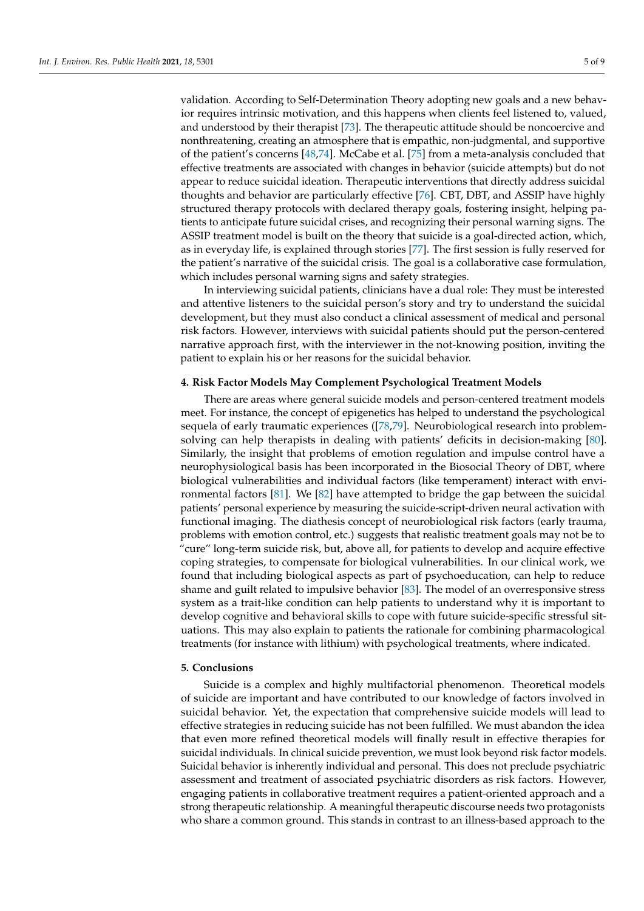validation. According to Self-Determination Theory adopting new goals and a new behavior requires intrinsic motivation, and this happens when clients feel listened to, valued, and understood by their therapist [73]. The therapeutic attitude should be noncoercive and nonthreatening, creating an atmosphere that is empathic, non-judgmental, and supportive of the patient's concerns [48,74]. McCabe et al. [75] from a meta-analysis concluded that effective treatments are associated with changes in behavior (suicide attempts) but do not appear to reduce suicidal ideation. Therapeutic interventions that directly address suicidal thoughts and behavior are particularly effective [76]. CBT, DBT, and ASSIP have highly structured therapy protocols with declared therapy goals, fostering insight, helping patients to anticipate future suicidal crises, and recognizing their personal warning signs. The ASSIP treatment model is built on the theory that suicide is a goal-directed action, which, as in everyday life, is explained through stories [77]. The first session is fully reserved for the patient's narrative of the suicidal crisis. The goal is a collaborative case formulation, which includes personal warning signs and safety strategies.

In interviewing suicidal patients, clinicians have a dual role: They must be interested and attentive listeners to the suicidal person's story and try to understand the suicidal development, but they must also conduct a clinical assessment of medical and personal risk factors. However, interviews with suicidal patients should put the person-centered narrative approach first, with the interviewer in the not-knowing position, inviting the patient to explain his or her reasons for the suicidal behavior.

## 4. Risk Factor Models May Complement Psychological Treatment Models

There are areas where general suicide models and person-centered treatment models meet. For instance, the concept of epigenetics has helped to understand the psychological sequela of early traumatic experiences ([78,79]. Neurobiological research into problem-solving can help therapists in dealing with patients' deficits in decision-making [80]. Similarly, the insight that problems of emotion regulation and impulse control have a neurophysiological basis has been incorporated in the Biosocial Theory of DBT, where biological vulnerabilities and individual factors (like temperament) interact with environmental factors [81]. We [82] have attempted to bridge the gap between the suicidal patients' personal experience by measuring the suicide-script-driven neural activation with functional imaging. The diathesis concept of neurobiological risk factors (early trauma, problems with emotion control, etc.) suggests that realistic treatment goals may not be to "cure" long-term suicide risk, but, above all, for patients to develop and acquire effective coping strategies, to compensate for biological vulnerabilities. In our clinical work, we found that including biological aspects as part of psychoeducation, can help to reduce shame and guilt related to impulsive behavior [83]. The model of an overresponsive stress system as a trait-like condition can help patients to understand why it is important to develop cognitive and behavioral skills to cope with future suicide-specific stressful situations. This may also explain to patients the rationale for combining pharmacological treatments (for instance with lithium) with psychological treatments, where indicated.

## 5. Conclusions

Suicide is a complex and highly multifactorial phenomenon. Theoretical models of suicide are important and have contributed to our knowledge of factors involved in suicidal behavior. Yet, the expectation that comprehensive suicide models will lead to effective strategies in reducing suicide has not been fulfilled. We must abandon the idea that even more refined theoretical models will finally result in effective therapies for suicidal individuals. In clinical suicide prevention, we must look beyond risk factor models. Suicidal behavior is inherently individual and personal. This does not preclude psychiatric assessment and treatment of associated psychiatric disorders as risk factors. However, engaging patients in collaborative treatment requires a patient-oriented approach and a strong therapeutic relationship. A meaningful therapeutic discourse needs two protagonists who share a common ground. This stands in contrast to an illness-based approach to the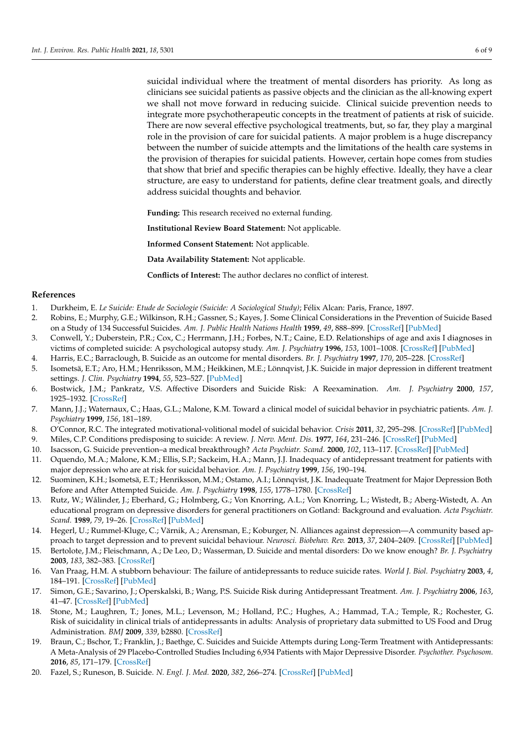suicidal individual where the treatment of mental disorders has priority. As long as clinicians see suicidal patients as passive objects and the clinician as the all-knowing expert we shall not move forward in reducing suicide. Clinical suicide prevention needs to integrate more psychotherapeutic concepts in the treatment of patients at risk of suicide. There are now several effective psychological treatments, but, so far, they play a marginal role in the provision of care for suicidal patients. A major problem is a huge discrepancy between the number of suicide attempts and the limitations of the health care systems in the provision of therapies for suicidal patients. However, certain hope comes from studies that show that brief and specific therapies can be highly effective. Ideally, they have a clear structure, are easy to understand for patients, define clear treatment goals, and directly address suicidal thoughts and behavior.

**Funding:** This research received no external funding.

**Institutional Review Board Statement:** Not applicable.

**Informed Consent Statement:** Not applicable.

**Data Availability Statement:** Not applicable.

**Conflicts of Interest:** The author declares no conflict of interest.

## References

1. Durkheim, E. *Le Suicide: Etude de Sociologie (Suicide: A Sociological Study)*; Félix Alcan: Paris, France, 1897.
2. Robins, E.; Murphy, G.E.; Wilkinson, R.H.; Gassner, S.; Kayes, J. Some Clinical Considerations in the Prevention of Suicide Based on a Study of 134 Successful Suicides. *Am. J. Public Health Nations Health* **1959**, *49*, 888–899. [CrossRef] [PubMed]
3. Conwell, Y.; Duberstein, P.R.; Cox, C.; Herrmann, J.H.; Forbes, N.T.; Caine, E.D. Relationships of age and axis I diagnoses in victims of completed suicide: A psychological autopsy study. *Am. J. Psychiatry* **1996**, *153*, 1001–1008. [CrossRef] [PubMed]
4. Harris, E.C.; Barraclough, B. Suicide as an outcome for mental disorders. *Br. J. Psychiatry* **1997**, *170*, 205–228. [CrossRef]
5. Isometsä, E.T.; Aro, H.M.; Henriksson, M.M.; Heikkinen, M.E.; Lönnqvist, J.K. Suicide in major depression in different treatment settings. *J. Clin. Psychiatry* **1994**, *55*, 523–527. [PubMed]
6. Bostwick, J.M.; Pankratz, V.S. Affective Disorders and Suicide Risk: A Reexamination. *Am. J. Psychiatry* **2000**, *157*, 1925–1932. [CrossRef]
7. Mann, J.J.; Waternaux, C.; Haas, G.L.; Malone, K.M. Toward a clinical model of suicidal behavior in psychiatric patients. *Am. J. Psychiatry* **1999**, *156*, 181–189.
8. O'Connor, R.C. The integrated motivational-volitional model of suicidal behavior. *Crisis* **2011**, *32*, 295–298. [CrossRef] [PubMed]
9. Miles, C.P. Conditions predisposing to suicide: A review. *J. Nerv. Ment. Dis.* **1977**, *164*, 231–246. [CrossRef] [PubMed]
10. Isacsson, G. Suicide prevention–a medical breakthrough? *Acta Psychiatr. Scand.* **2000**, *102*, 113–117. [CrossRef] [PubMed]
11. Oquendo, M.A.; Malone, K.M.; Ellis, S.P.; Sackeim, H.A.; Mann, J.J. Inadequacy of antidepressant treatment for patients with major depression who are at risk for suicidal behavior. *Am. J. Psychiatry* **1999**, *156*, 190–194.
12. Suominen, K.H.; Isometsä, E.T.; Henriksson, M.M.; Ostamo, A.I.; Lönnqvist, J.K. Inadequate Treatment for Major Depression Both Before and After Attempted Suicide. *Am. J. Psychiatry* **1998**, *155*, 1778–1780. [CrossRef]
13. Rutz, W.; Wålinder, J.; Eberhard, G.; Holmberg, G.; Von Knorring, A.L.; Von Knorring, L.; Wistedt, B.; Aberg-Wistedt, A. An educational program on depressive disorders for general practitioners on Gotland: Background and evaluation. *Acta Psychiatr. Scand.* **1989**, *79*, 19–26. [CrossRef] [PubMed]
14. Hegerl, U.; Rummel-Kluge, C.; Värnik, A.; Arensman, E.; Koburger, N. Alliances against depression—A community based approach to target depression and to prevent suicidal behaviour. *Neurosci. Biobehav. Rev.* **2013**, *37*, 2404–2409. [CrossRef] [PubMed]
15. Bertolote, J.M.; Fleischmann, A.; De Leo, D.; Wasserman, D. Suicide and mental disorders: Do we know enough? *Br. J. Psychiatry* **2003**, *183*, 382–383. [CrossRef]
16. Van Praag, H.M. A stubborn behaviour: The failure of antidepressants to reduce suicide rates. *World J. Biol. Psychiatry* **2003**, *4*, 184–191. [CrossRef] [PubMed]
17. Simon, G.E.; Savarino, J.; Operskalski, B.; Wang, P.S. Suicide Risk during Antidepressant Treatment. *Am. J. Psychiatry* **2006**, *163*, 41–47. [CrossRef] [PubMed]
18. Stone, M.; Laughren, T.; Jones, M.L.; Levenson, M.; Holland, P.C.; Hughes, A.; Hammad, T.A.; Temple, R.; Rochester, G. Risk of suicidality in clinical trials of antidepressants in adults: Analysis of proprietary data submitted to US Food and Drug Administration. *BMJ* **2009**, *339*, b2880. [CrossRef]
19. Braun, C.; Bschor, T.; Franklin, J.; Baethge, C. Suicides and Suicide Attempts during Long-Term Treatment with Antidepressants: A Meta-Analysis of 29 Placebo-Controlled Studies Including 6,934 Patients with Major Depressive Disorder. *Psychother. Psychosom.* **2016**, *85*, 171–179. [CrossRef]
20. Fazel, S.; Runeson, B. Suicide. *N. Engl. J. Med.* **2020**, *382*, 266–274. [CrossRef] [PubMed]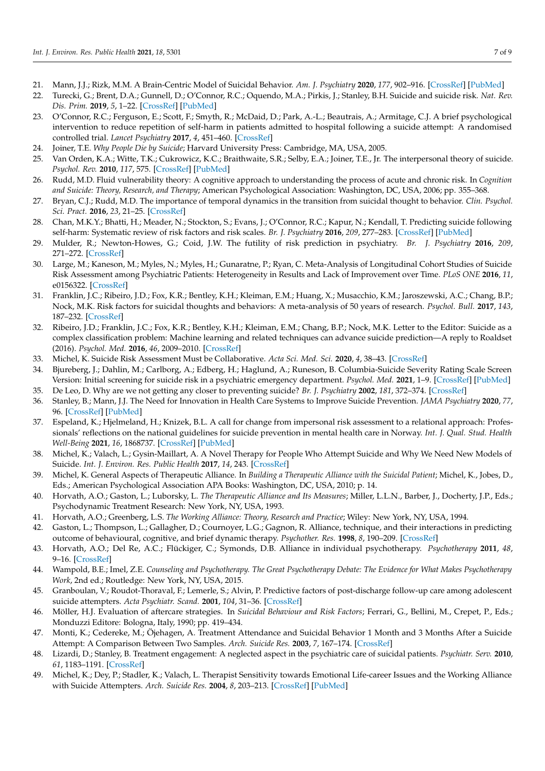21. Mann, J.J.; Rizk, M.M. A Brain-Centric Model of Suicidal Behavior. *Am. J. Psychiatry* **2020**, *177*, 902–916. [CrossRef] [PubMed]
22. Turecki, G.; Brent, D.A.; Gunnell, D.; O'Connor, R.C.; Oquendo, M.A.; Pirkis, J.; Stanley, B.H. Suicide and suicide risk. *Nat. Rev. Dis. Prim.* **2019**, *5*, 1–22. [CrossRef] [PubMed]
23. O'Connor, R.C.; Ferguson, E.; Scott, F.; Smyth, R.; McDaid, D.; Park, A.-L.; Beautrais, A.; Armitage, C.J. A brief psychological intervention to reduce repetition of self-harm in patients admitted to hospital following a suicide attempt: A randomised controlled trial. *Lancet Psychiatry* **2017**, *4*, 451–460. [CrossRef]
24. Joiner, T.E. *Why People Die by Suicide*; Harvard University Press: Cambridge, MA, USA, 2005.
25. Van Orden, K.A.; Witte, T.K.; Cukrowicz, K.C.; Braithwaite, S.R.; Selby, E.A.; Joiner, T.E., Jr. The interpersonal theory of suicide. *Psychol. Rev.* **2010**, *117*, 575. [CrossRef] [PubMed]
26. Rudd, M.D. Fluid vulnerability theory: A cognitive approach to understanding the process of acute and chronic risk. In *Cognition and Suicide: Theory, Research, and Therapy*; American Psychological Association: Washington, DC, USA, 2006; pp. 355–368.
27. Bryan, C.J.; Rudd, M.D. The importance of temporal dynamics in the transition from suicidal thought to behavior. *Clin. Psychol. Sci. Pract.* **2016**, *23*, 21–25. [CrossRef]
28. Chan, M.K.Y.; Bhatti, H.; Meader, N.; Stockton, S.; Evans, J.; O'Connor, R.C.; Kapur, N.; Kendall, T. Predicting suicide following self-harm: Systematic review of risk factors and risk scales. *Br. J. Psychiatry* **2016**, *209*, 277–283. [CrossRef] [PubMed]
29. Mulder, R.; Newton-Howes, G.; Coid, J.W. The futility of risk prediction in psychiatry. *Br. J. Psychiatry* **2016**, *209*, 271–272. [CrossRef]
30. Large, M.; Kaneson, M.; Myles, N.; Myles, H.; Gunaratne, P.; Ryan, C. Meta-Analysis of Longitudinal Cohort Studies of Suicide Risk Assessment among Psychiatric Patients: Heterogeneity in Results and Lack of Improvement over Time. *PLoS ONE* **2016**, *11*, e0156322. [CrossRef]
31. Franklin, J.C.; Ribeiro, J.D.; Fox, K.R.; Bentley, K.H.; Kleiman, E.M.; Huang, X.; Musacchio, K.M.; Jaroszewski, A.C.; Chang, B.P.; Nock, M.K. Risk factors for suicidal thoughts and behaviors: A meta-analysis of 50 years of research. *Psychol. Bull.* **2017**, *143*, 187–232. [CrossRef]
32. Ribeiro, J.D.; Franklin, J.C.; Fox, K.R.; Bentley, K.H.; Kleiman, E.M.; Chang, B.P.; Nock, M.K. Letter to the Editor: Suicide as a complex classification problem: Machine learning and related techniques can advance suicide prediction—A reply to Roaldset (2016). *Psychol. Med.* **2016**, *46*, 2009–2010. [CrossRef]
33. Michel, K. Suicide Risk Assessment Must be Collaborative. *Acta Sci. Med. Sci.* **2020**, *4*, 38–43. [CrossRef]
34. Bjureberg, J.; Dahlin, M.; Carlborg, A.; Edberg, H.; Haglund, A.; Runeson, B. Columbia-Suicide Severity Rating Scale Screen Version: Initial screening for suicide risk in a psychiatric emergency department. *Psychol. Med.* **2021**, 1–9. [CrossRef] [PubMed]
35. De Leo, D. Why are we not getting any closer to preventing suicide? *Br. J. Psychiatry* **2002**, *181*, 372–374. [CrossRef]
36. Stanley, B.; Mann, J.J. The Need for Innovation in Health Care Systems to Improve Suicide Prevention. *JAMA Psychiatry* **2020**, *77*, 96. [CrossRef] [PubMed]
37. Espeland, K.; Hjelmeland, H.; Knizek, B.L. A call for change from impersonal risk assessment to a relational approach: Professionals' reflections on the national guidelines for suicide prevention in mental health care in Norway. *Int. J. Qual. Stud. Health Well-Being* **2021**, *16*, 1868737. [CrossRef] [PubMed]
38. Michel, K.; Valach, L.; Gysin-Maillart, A. A Novel Therapy for People Who Attempt Suicide and Why We Need New Models of Suicide. *Int. J. Environ. Res. Public Health* **2017**, *14*, 243. [CrossRef]
39. Michel, K. General Aspects of Therapeutic Alliance. In *Building a Therapeutic Alliance with the Suicidal Patient*; Michel, K., Jobes, D., Eds.; American Psychological Association APA Books: Washington, DC, USA, 2010; p. 14.
40. Horvath, A.O.; Gaston, L.; Luborsky, L. *The Therapeutic Alliance and Its Measures*; Miller, L.L.N., Barber, J., Docherty, J.P., Eds.; Psychodynamic Treatment Research: New York, NY, USA, 1993.
41. Horvath, A.O.; Greenberg, L.S. *The Working Alliance: Theory, Research and Practice*; Wiley: New York, NY, USA, 1994.
42. Gaston, L.; Thompson, L.; Gallagher, D.; Cournoyer, L.G.; Gagnon, R. Alliance, technique, and their interactions in predicting outcome of behavioural, cognitive, and brief dynamic therapy. *Psychother. Res.* **1998**, *8*, 190–209. [CrossRef]
43. Horvath, A.O.; Del Re, A.C.; Flückiger, C.; Symonds, D.B. Alliance in individual psychotherapy. *Psychotherapy* **2011**, *48*, 9–16. [CrossRef]
44. Wampold, B.E.; Imel, Z.E. *Counseling and Psychotherapy. The Great Psychotherapy Debate: The Evidence for What Makes Psychotherapy Work*, 2nd ed.; Routledge: New York, NY, USA, 2015.
45. Granboulan, V.; Roudot-Thoraval, F.; Lemerle, S.; Alvin, P. Predictive factors of post-discharge follow-up care among adolescent suicide attempters. *Acta Psychiatr. Scand.* **2001**, *104*, 31–36. [CrossRef]
46. Möller, H.J. Evaluation of aftercare strategies. In *Suicidal Behaviour and Risk Factors*; Ferrari, G., Bellini, M., Crepet, P., Eds.; Monduzzi Editore: Bologna, Italy, 1990; pp. 419–434.
47. Monti, K.; Cedereke, M.; Öjehagen, A. Treatment Attendance and Suicidal Behavior 1 Month and 3 Months After a Suicide Attempt: A Comparison Between Two Samples. *Arch. Suicide Res.* **2003**, *7*, 167–174. [CrossRef]
48. Lizardi, D.; Stanley, B. Treatment engagement: A neglected aspect in the psychiatric care of suicidal patients. *Psychiatr. Serv.* **2010**, *61*, 1183–1191. [CrossRef]
49. Michel, K.; Dey, P.; Stadler, K.; Valach, L. Therapist Sensitivity towards Emotional Life-career Issues and the Working Alliance with Suicide Attempters. *Arch. Suicide Res.* **2004**, *8*, 203–213. [CrossRef] [PubMed]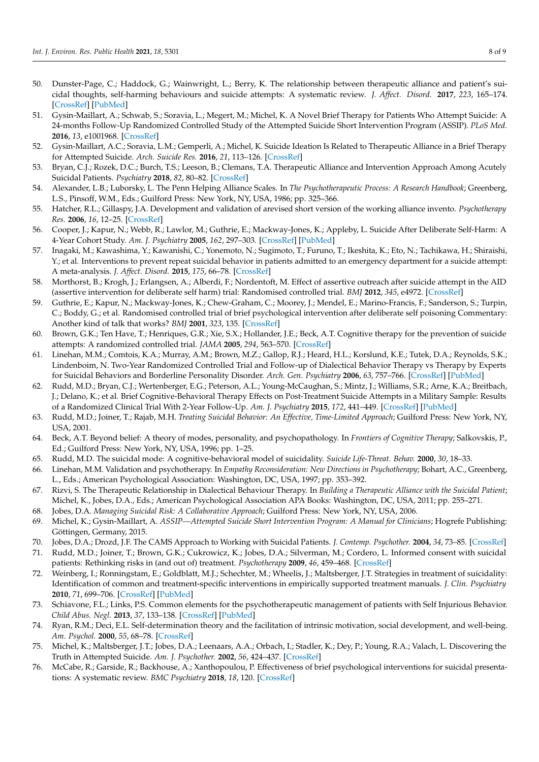50. Dunster-Page, C.; Haddock, G.; Wainwright, L.; Berry, K. The relationship between therapeutic alliance and patient's suicidal thoughts, self-harming behaviours and suicide attempts: A systematic review. *J. Affect. Disord.* **2017**, *223*, 165–174. [CrossRef] [PubMed]
51. Gysin-Maillart, A.; Schwab, S.; Soravia, L.; Megert, M.; Michel, K. A Novel Brief Therapy for Patients Who Attempt Suicide: A 24-months Follow-Up Randomized Controlled Study of the Attempted Suicide Short Intervention Program (ASSIP). *PLoS Med.* **2016**, *13*, e1001968. [CrossRef]
52. Gysin-Maillart, A.C.; Soravia, L.M.; Gemperli, A.; Michel, K. Suicide Ideation Is Related to Therapeutic Alliance in a Brief Therapy for Attempted Suicide. *Arch. Suicide Res.* **2016**, *21*, 113–126. [CrossRef]
53. Bryan, C.J.; Rozek, D.C.; Burch, T.S.; Leeson, B.; Clemans, T.A. Therapeutic Alliance and Intervention Approach Among Acutely Suicidal Patients. *Psychiatry* **2018**, *82*, 80–82. [CrossRef]
54. Alexander, L.B.; Luborsky, L. The Penn Helping Alliance Scales. In *The Psychotherapeutic Process: A Research Handbook*; Greenberg, L.S., Pinsoff, W.M., Eds.; Guilford Press: New York, NY, USA, 1986; pp. 325–366.
55. Hatcher, R.L.; Gillaspy, J.A. Development and validation of arevised short version of the working alliance invento. *Psychotherapy Res.* **2006**, *16*, 12–25. [CrossRef]
56. Cooper, J.; Kapur, N.; Webb, R.; Lawlor, M.; Guthrie, E.; Mackway-Jones, K.; Appleby, L. Suicide After Deliberate Self-Harm: A 4-Year Cohort Study. *Am. J. Psychiatry* **2005**, *162*, 297–303. [CrossRef] [PubMed]
57. Inagaki, M.; Kawashima, Y.; Kawanishi, C.; Yonemoto, N.; Sugimoto, T.; Furuno, T.; Ikeshita, K.; Eto, N.; Tachikawa, H.; Shiraishi, Y.; et al. Interventions to prevent repeat suicidal behavior in patients admitted to an emergency department for a suicide attempt: A meta-analysis. *J. Affect. Disord.* **2015**, *175*, 66–78. [CrossRef]
58. Morthorst, B.; Krogh, J.; Erlangsen, A.; Alberdi, F.; Nordentoft, M. Effect of assertive outreach after suicide attempt in the AID (assertive intervention for deliberate self harm) trial: Randomised controlled trial. *BMJ* **2012**, *345*, e4972. [CrossRef]
59. Guthrie, E.; Kapur, N.; Mackway-Jones, K.; Chew-Graham, C.; Moorey, J.; Mendel, E.; Marino-Francis, F.; Sanderson, S.; Turpin, C.; Boddy, G.; et al. Randomised controlled trial of brief psychological intervention after deliberate self poisoning Commentary: Another kind of talk that works? *BMJ* **2001**, *323*, 135. [CrossRef]
60. Brown, G.K.; Ten Have, T.; Henriques, G.R.; Xie, S.X.; Hollander, J.E.; Beck, A.T. Cognitive therapy for the prevention of suicide attempts: A randomized controlled trial. *JAMA* **2005**, *294*, 563–570. [CrossRef]
61. Linehan, M.M.; Comtois, K.A.; Murray, A.M.; Brown, M.Z.; Gallop, R.J.; Heard, H.L.; Korslund, K.E.; Tutek, D.A.; Reynolds, S.K.; Lindenboim, N. Two-Year Randomized Controlled Trial and Follow-up of Dialectical Behavior Therapy vs Therapy by Experts for Suicidal Behaviors and Borderline Personality Disorder. *Arch. Gen. Psychiatry* **2006**, *63*, 757–766. [CrossRef] [PubMed]
62. Rudd, M.D.; Bryan, C.J.; Wertenberger, E.G.; Peterson, A.L.; Young-McCaughan, S.; Mintz, J.; Williams, S.R.; Arne, K.A.; Breitbach, J.; Delano, K.; et al. Brief Cognitive-Behavioral Therapy Effects on Post-Treatment Suicide Attempts in a Military Sample: Results of a Randomized Clinical Trial With 2-Year Follow-Up. *Am. J. Psychiatry* **2015**, *172*, 441–449. [CrossRef] [PubMed]
63. Rudd, M.D.; Joiner, T.; Rajab, M.H. *Treating Suicidal Behavior: An Effective, Time-Limited Approach*; Guilford Press: New York, NY, USA, 2001.
64. Beck, A.T. Beyond belief: A theory of modes, personality, and psychopathology. In *Frontiers of Cognitive Therapy*; Salkovskis, P., Ed.; Guilford Press: New York, NY, USA, 1996; pp. 1–25.
65. Rudd, M.D. The suicidal mode: A cognitive-behavioral model of suicidality. *Suicide Life-Threat. Behav.* **2000**, *30*, 18–33.
66. Linehan, M.M. Validation and psychotherapy. In *Empathy Reconsideration: New Directions in Psychotherapy*; Bohart, A.C., Greenberg, L., Eds.; American Psychological Association: Washington, DC, USA, 1997; pp. 353–392.
67. Rizvi, S. The Therapeutic Relationship in Dialectical Behaviour Therapy. In *Building a Therapeutic Alliance with the Suicidal Patient*; Michel, K., Jobes, D.A., Eds.; American Psychological Association APA Books: Washington, DC, USA, 2011; pp. 255–271.
68. Jobes, D.A. *Managing Suicidal Risk: A Collaborative Approach*; Guilford Press: New York, NY, USA, 2006.
69. Michel, K.; Gysin-Maillart, A. *ASSIP—Attempted Suicide Short Intervention Program: A Manual for Clinicians*; Hogrefe Publishing: Göttingen, Germany, 2015.
70. Jobes, D.A.; Drozd, J.F. The CAMS Approach to Working with Suicidal Patients. *J. Contemp. Psychother.* **2004**, *34*, 73–85. [CrossRef]
71. Rudd, M.D.; Joiner, T.; Brown, G.K.; Cukrowicz, K.; Jobes, D.A.; Silverman, M.; Cordero, L. Informed consent with suicidal patients: Rethinking risks in (and out of) treatment. *Psychotherapy* **2009**, *46*, 459–468. [CrossRef]
72. Weinberg, I.; Ronningstam, E.; Goldblatt, M.J.; Schechter, M.; Wheelis, J.; Maltsberger, J.T. Strategies in treatment of suicidality: Identification of common and treatment-specific interventions in empirically supported treatment manuals. *J. Clin. Psychiatry* **2010**, *71*, 699–706. [CrossRef] [PubMed]
73. Schiavone, F.L.; Links, P.S. Common elements for the psychotherapeutic management of patients with Self Injurious Behavior. *Child Abus. Negl.* **2013**, *37*, 133–138. [CrossRef] [PubMed]
74. Ryan, R.M.; Deci, E.L. Self-determination theory and the facilitation of intrinsic motivation, social development, and well-being. *Am. Psychol.* **2000**, *55*, 68–78. [CrossRef]
75. Michel, K.; Maltsberger, J.T.; Jobes, D.A.; Leenaars, A.A.; Orbach, I.; Stadler, K.; Dey, P.; Young, R.A.; Valach, L. Discovering the Truth in Attempted Suicide. *Am. J. Psychother.* **2002**, *56*, 424–437. [CrossRef]
76. McCabe, R.; Garside, R.; Backhouse, A.; Xanthopoulou, P. Effectiveness of brief psychological interventions for suicidal presentations: A systematic review. *BMC Psychiatry* **2018**, *18*, 120. [CrossRef]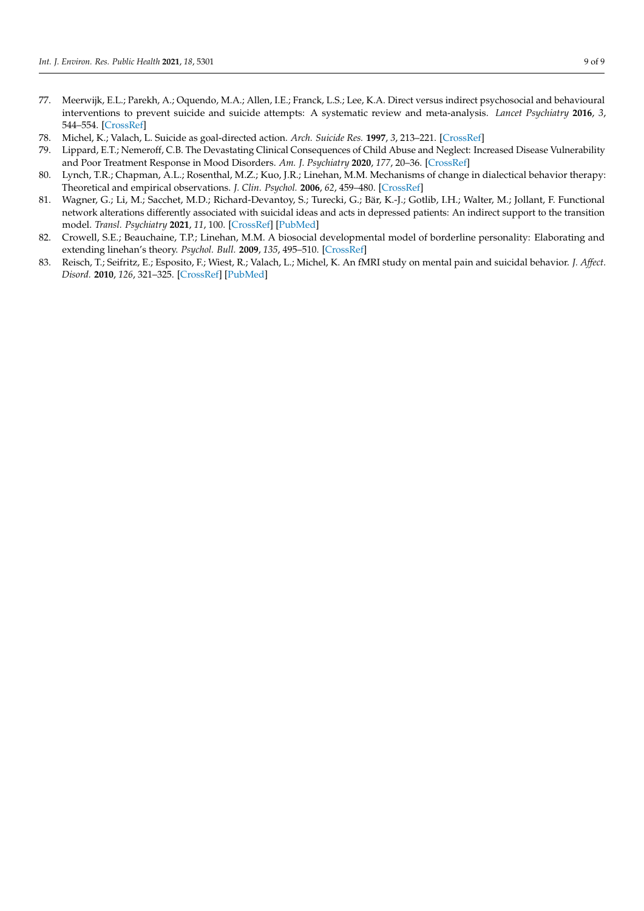77. Meerwijk, E.L.; Parekh, A.; Oquendo, M.A.; Allen, I.E.; Franck, L.S.; Lee, K.A. Direct versus indirect psychosocial and behavioural interventions to prevent suicide and suicide attempts: A systematic review and meta-analysis. *Lancet Psychiatry* **2016**, *3*, 544–554. [CrossRef]
78. Michel, K.; Valach, L. Suicide as goal-directed action. *Arch. Suicide Res.* **1997**, *3*, 213–221. [CrossRef]
79. Lippard, E.T.; Nemeroff, C.B. The Devastating Clinical Consequences of Child Abuse and Neglect: Increased Disease Vulnerability and Poor Treatment Response in Mood Disorders. *Am. J. Psychiatry* **2020**, *177*, 20–36. [CrossRef]
80. Lynch, T.R.; Chapman, A.L.; Rosenthal, M.Z.; Kuo, J.R.; Linehan, M.M. Mechanisms of change in dialectical behavior therapy: Theoretical and empirical observations. *J. Clin. Psychol.* **2006**, *62*, 459–480. [CrossRef]
81. Wagner, G.; Li, M.; Sacchet, M.D.; Richard-Devantoy, S.; Turecki, G.; Bär, K.-J.; Gotlib, I.H.; Walter, M.; Jollant, F. Functional network alterations differently associated with suicidal ideas and acts in depressed patients: An indirect support to the transition model. *Transl. Psychiatry* **2021**, *11*, 100. [CrossRef] [PubMed]
82. Crowell, S.E.; Beauchaine, T.P.; Linehan, M.M. A biosocial developmental model of borderline personality: Elaborating and extending linehan's theory. *Psychol. Bull.* **2009**, *135*, 495–510. [CrossRef]
83. Reisch, T.; Seifritz, E.; Esposito, F.; Wiest, R.; Valach, L.; Michel, K. An fMRI study on mental pain and suicidal behavior. *J. Affect. Disord.* **2010**, *126*, 321–325. [CrossRef] [PubMed]